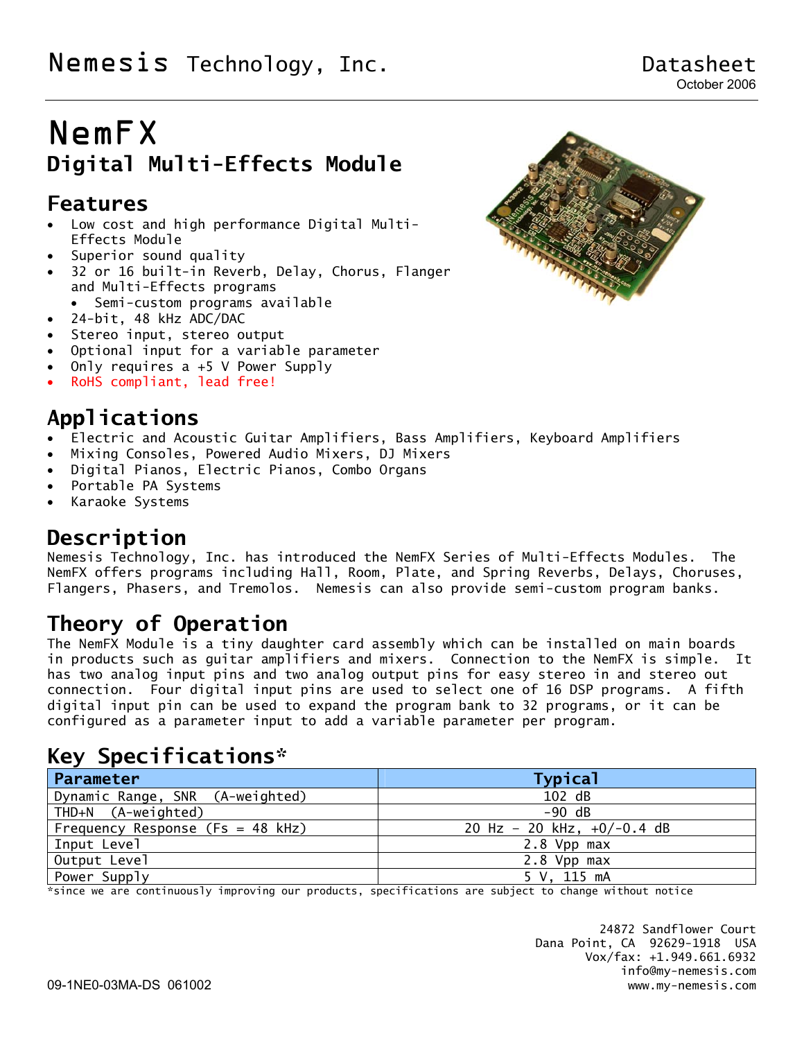Nemesis Technology, Inc.

Datasheet
October 2006

# NemFX

## Digital Multi-Effects Module

## Features

- Low cost and high performance Digital Multi-Effects Module
- Superior sound quality
- 32 or 16 built-in Reverb, Delay, Chorus, Flanger and Multi-Effects programs
  - Semi-custom programs available
- 24-bit, 48 kHz ADC/DAC
- Stereo input, stereo output
- Optional input for a variable parameter
- Only requires a +5 V Power Supply
- RoHS compliant, lead free!

## Applications

- Electric and Acoustic Guitar Amplifiers, Bass Amplifiers, Keyboard Amplifiers
- Mixing Consoles, Powered Audio Mixers, DJ Mixers
- Digital Pianos, Electric Pianos, Combo Organs
- Portable PA Systems
- Karaoke Systems

## Description

Nemesis Technology, Inc. has introduced the NemFX Series of Multi-Effects Modules. The NemFX offers programs including Hall, Room, Plate, and Spring Reverbs, Delays, Choruses, Flangers, Phasers, and Tremolos. Nemesis can also provide semi-custom program banks.

## Theory of Operation

The NemFX Module is a tiny daughter card assembly which can be installed on main boards in products such as guitar amplifiers and mixers. Connection to the NemFX is simple. It has two analog input pins and two analog output pins for easy stereo in and stereo out connection. Four digital input pins are used to select one of 16 DSP programs. A fifth digital input pin can be used to expand the program bank to 32 programs, or it can be configured as a parameter input to add a variable parameter per program.

## Key Specifications*

| Parameter | Typical |
|---|---|
| Dynamic Range, SNR (A-weighted) | 102 dB |
| THD+N (A-weighted) | -90 dB |
| Frequency Response (Fs = 48 kHz) | 20 Hz – 20 kHz, +0/-0.4 dB |
| Input Level | 2.8 Vpp max |
| Output Level | 2.8 Vpp max |
| Power Supply | 5 V, 115 mA |

*since we are continuously improving our products, specifications are subject to change without notice

24872 Sandflower Court
Dana Point, CA 92629-1918 USA
Vox/fax: +1.949.661.6932
info@my-nemesis.com
www.my-nemesis.com

09-1NE0-03MA-DS 061002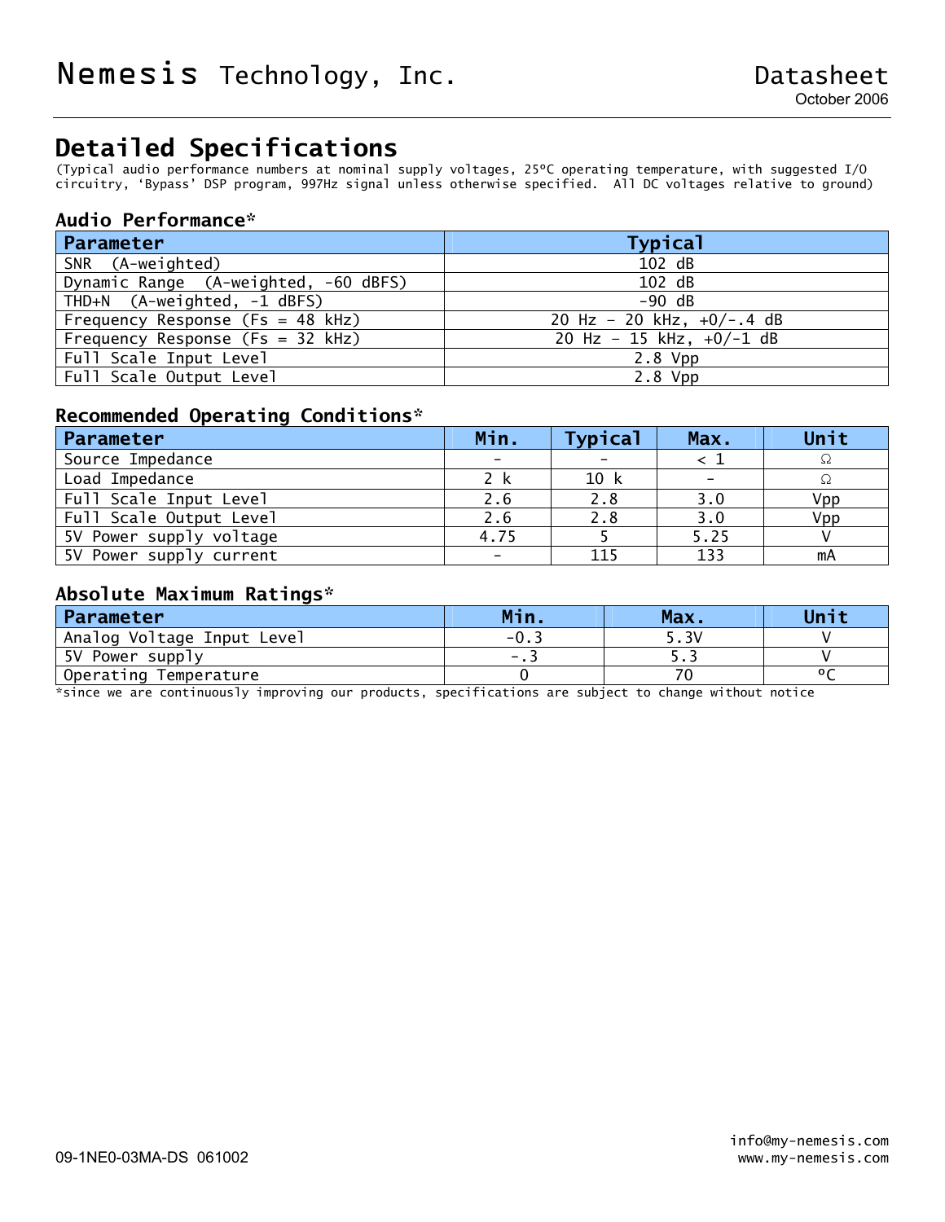# Detailed Specifications

(Typical audio performance numbers at nominal supply voltages, 25ºC operating temperature, with suggested I/O circuitry, 'Bypass' DSP program, 997Hz signal unless otherwise specified. All DC voltages relative to ground)

### Audio Performance*

| Parameter | Typical |
|---|---|
| SNR (A-weighted) | 102 dB |
| Dynamic Range (A-weighted, -60 dBFS) | 102 dB |
| THD+N (A-weighted, -1 dBFS) | -90 dB |
| Frequency Response (Fs = 48 kHz) | 20 Hz – 20 kHz, +0/-.4 dB |
| Frequency Response (Fs = 32 kHz) | 20 Hz – 15 kHz, +0/-1 dB |
| Full Scale Input Level | 2.8 Vpp |
| Full Scale Output Level | 2.8 Vpp |

### Recommended Operating Conditions*

| Parameter | Min. | Typical | Max. | Unit |
|---|---|---|---|---|
| Source Impedance | - | - | < 1 | Ω |
| Load Impedance | 2 k | 10 k | - | Ω |
| Full Scale Input Level | 2.6 | 2.8 | 3.0 | Vpp |
| Full Scale Output Level | 2.6 | 2.8 | 3.0 | Vpp |
| 5V Power supply voltage | 4.75 | 5 | 5.25 | V |
| 5V Power supply current | - | 115 | 133 | mA |

### Absolute Maximum Ratings*

| Parameter | Min. | Max. | Unit |
|---|---|---|---|
| Analog Voltage Input Level | -0.3 | 5.3V | V |
| 5V Power supply | -.3 | 5.3 | V |
| Operating Temperature | 0 | 70 | ºC |

*since we are continuously improving our products, specifications are subject to change without notice

09-1NE0-03MA-DS 061002

info@my-nemesis.com
www.my-nemesis.com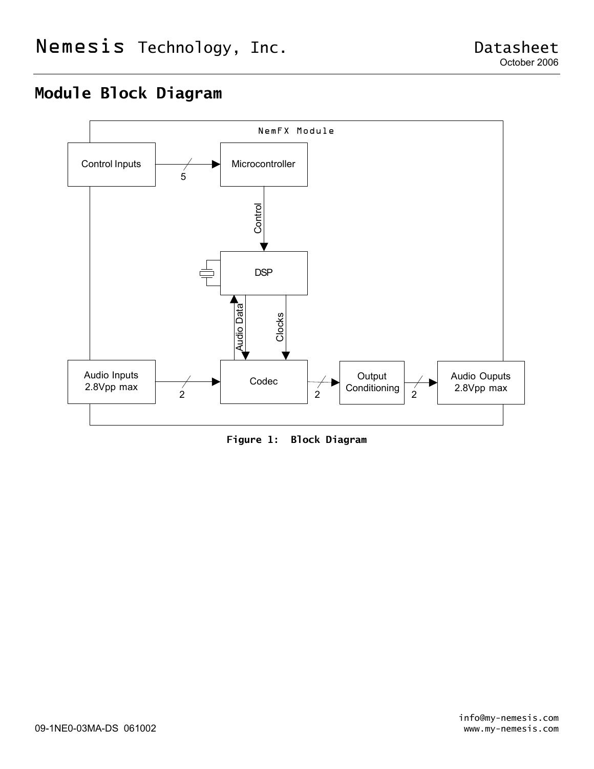## Module Block Diagram

NemFX Module

Control Inputs

5

Microcontroller

Control

DSP

Audio Data

Clocks

Audio Inputs
2.8Vpp max

2

Codec

2

Output Conditioning

2

Audio Ouputs
2.8Vpp max

**Figure 1: Block Diagram**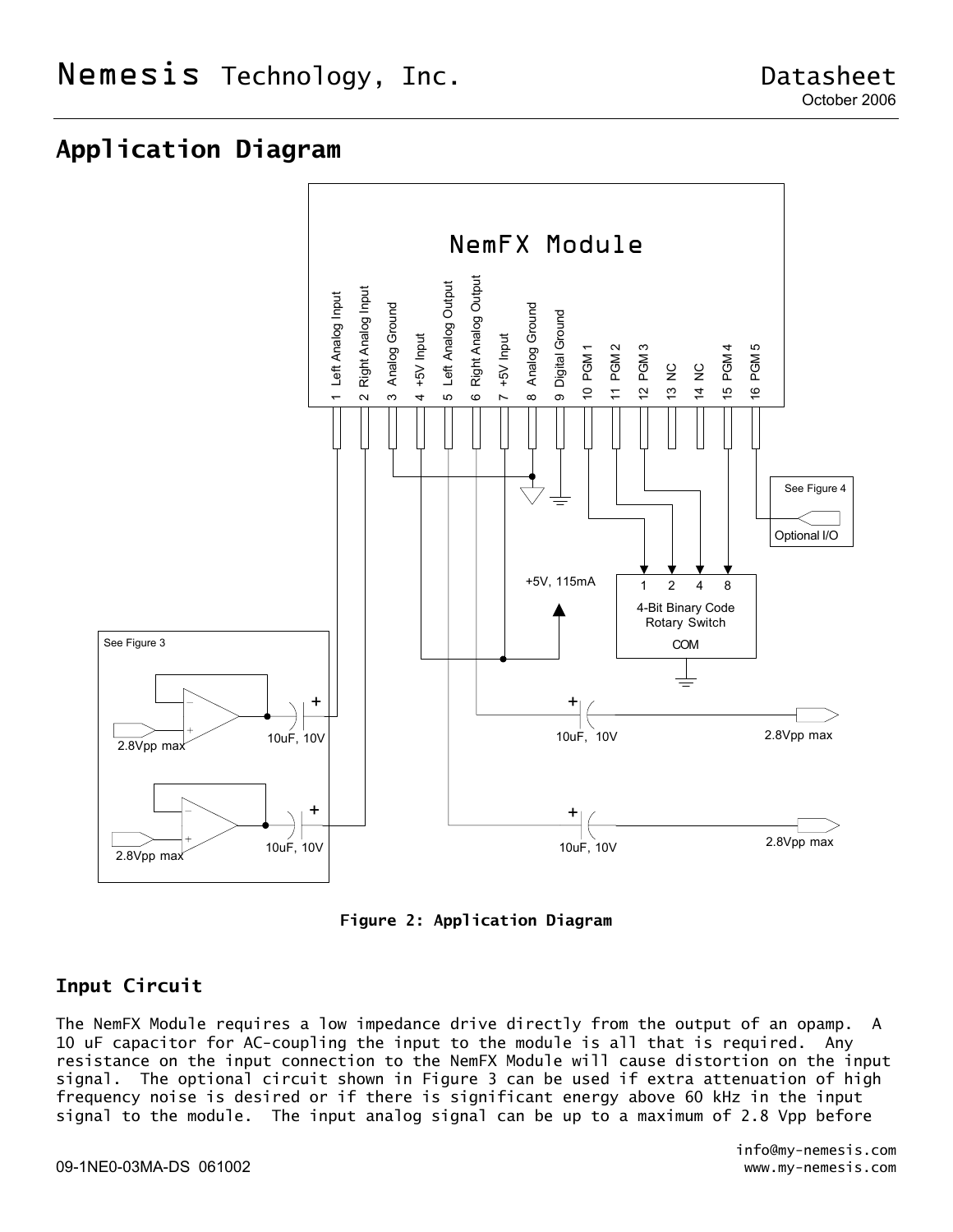## Application Diagram

Figure 2: Application Diagram

### Input Circuit

The NemFX Module requires a low impedance drive directly from the output of an opamp. A 10 uF capacitor for AC-coupling the input to the module is all that is required. Any resistance on the input connection to the NemFX Module will cause distortion on the input signal. The optional circuit shown in Figure 3 can be used if extra attenuation of high frequency noise is desired or if there is significant energy above 60 kHz in the input signal to the module. The input analog signal can be up to a maximum of 2.8 Vpp before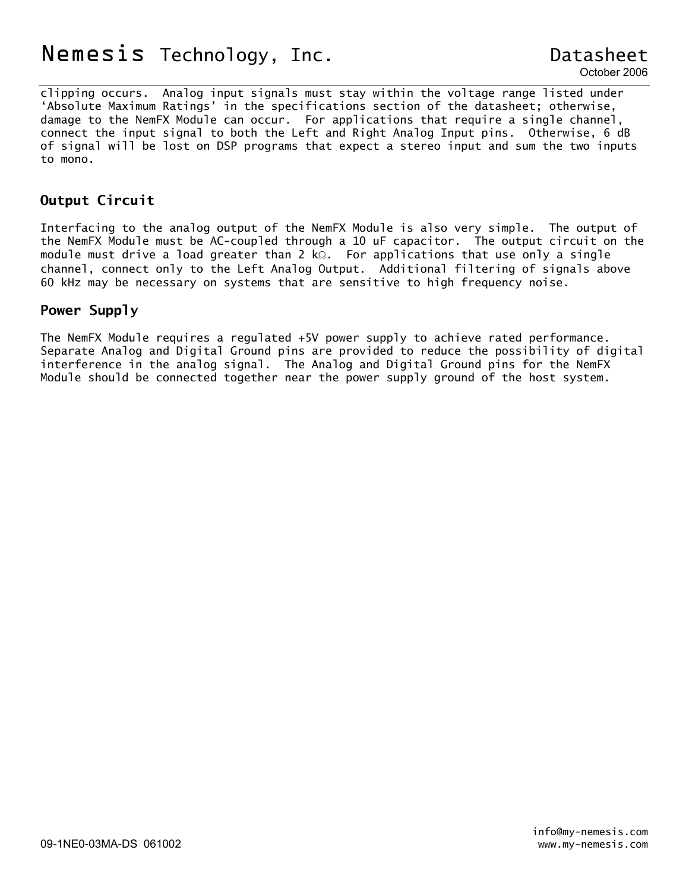clipping occurs. Analog input signals must stay within the voltage range listed under 'Absolute Maximum Ratings' in the specifications section of the datasheet; otherwise, damage to the NemFX Module can occur. For applications that require a single channel, connect the input signal to both the Left and Right Analog Input pins. Otherwise, 6 dB of signal will be lost on DSP programs that expect a stereo input and sum the two inputs to mono.

## Output Circuit

Interfacing to the analog output of the NemFX Module is also very simple. The output of the NemFX Module must be AC-coupled through a 10 uF capacitor. The output circuit on the module must drive a load greater than 2 kΩ. For applications that use only a single channel, connect only to the Left Analog Output. Additional filtering of signals above 60 kHz may be necessary on systems that are sensitive to high frequency noise.

## Power Supply

The NemFX Module requires a regulated +5V power supply to achieve rated performance. Separate Analog and Digital Ground pins are provided to reduce the possibility of digital interference in the analog signal. The Analog and Digital Ground pins for the NemFX Module should be connected together near the power supply ground of the host system.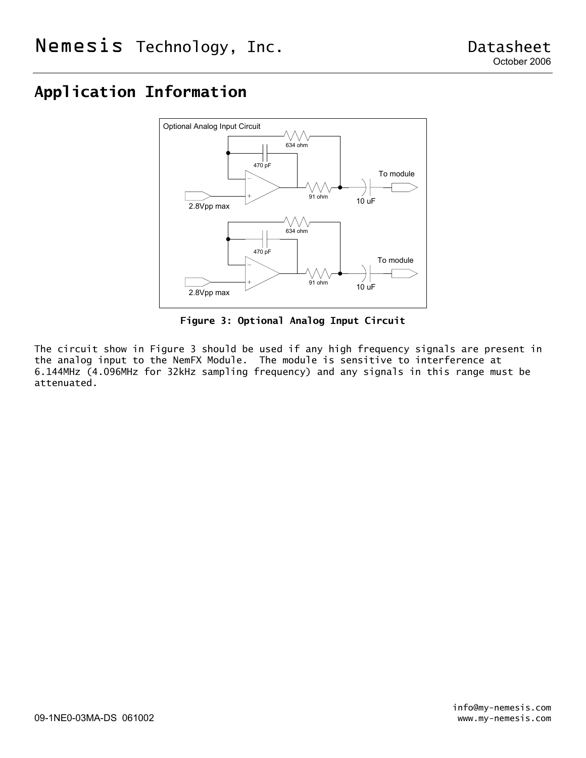## Application Information

**Figure 3: Optional Analog Input Circuit**

The circuit show in Figure 3 should be used if any high frequency signals are present in the analog input to the NemFX Module. The module is sensitive to interference at 6.144MHz (4.096MHz for 32kHz sampling frequency) and any signals in this range must be attenuated.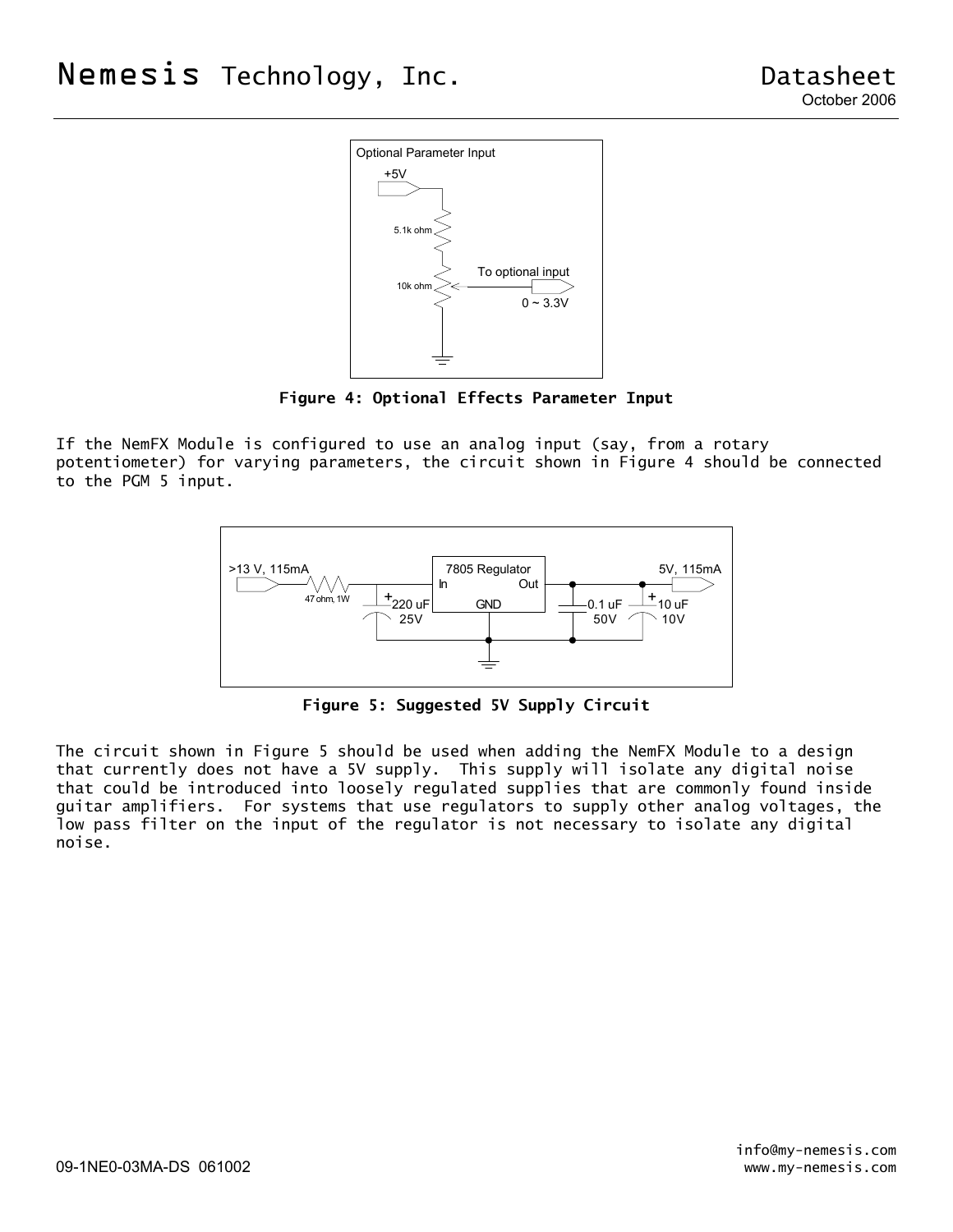**Figure 4: Optional Effects Parameter Input**

If the NemFX Module is configured to use an analog input (say, from a rotary potentiometer) for varying parameters, the circuit shown in Figure 4 should be connected to the PGM 5 input.

**Figure 5: Suggested 5V Supply Circuit**

The circuit shown in Figure 5 should be used when adding the NemFX Module to a design that currently does not have a 5V supply. This supply will isolate any digital noise that could be introduced into loosely regulated supplies that are commonly found inside guitar amplifiers. For systems that use regulators to supply other analog voltages, the low pass filter on the input of the regulator is not necessary to isolate any digital noise.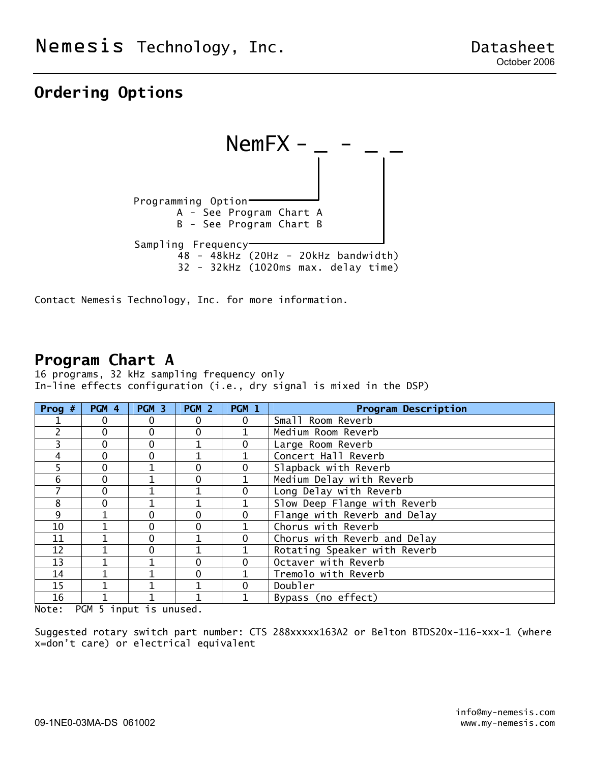## Ordering Options

NemFX - _ - _ _

Programming Option
- A - See Program Chart A
- B - See Program Chart B

Sampling Frequency
- 48 - 48kHz (20Hz - 20kHz bandwidth)
- 32 - 32kHz (1020ms max. delay time)

Contact Nemesis Technology, Inc. for more information.

## Program Chart A

16 programs, 32 kHz sampling frequency only
In-line effects configuration (i.e., dry signal is mixed in the DSP)

| Prog # | PGM 4 | PGM 3 | PGM 2 | PGM 1 | Program Description |
|---|---|---|---|---|---|
| 1 | 0 | 0 | 0 | 0 | Small Room Reverb |
| 2 | 0 | 0 | 0 | 1 | Medium Room Reverb |
| 3 | 0 | 0 | 1 | 0 | Large Room Reverb |
| 4 | 0 | 0 | 1 | 1 | Concert Hall Reverb |
| 5 | 0 | 1 | 0 | 0 | Slapback with Reverb |
| 6 | 0 | 1 | 0 | 1 | Medium Delay with Reverb |
| 7 | 0 | 1 | 1 | 0 | Long Delay with Reverb |
| 8 | 0 | 1 | 1 | 1 | Slow Deep Flange with Reverb |
| 9 | 1 | 0 | 0 | 0 | Flange with Reverb and Delay |
| 10 | 1 | 0 | 0 | 1 | Chorus with Reverb |
| 11 | 1 | 0 | 1 | 0 | Chorus with Reverb and Delay |
| 12 | 1 | 0 | 1 | 1 | Rotating Speaker with Reverb |
| 13 | 1 | 1 | 0 | 0 | Octaver with Reverb |
| 14 | 1 | 1 | 0 | 1 | Tremolo with Reverb |
| 15 | 1 | 1 | 1 | 0 | Doubler |
| 16 | 1 | 1 | 1 | 1 | Bypass (no effect) |

Note: PGM 5 input is unused.

Suggested rotary switch part number: CTS 288xxxxx163A2 or Belton BTDS20x-116-xxx-1 (where x=don't care) or electrical equivalent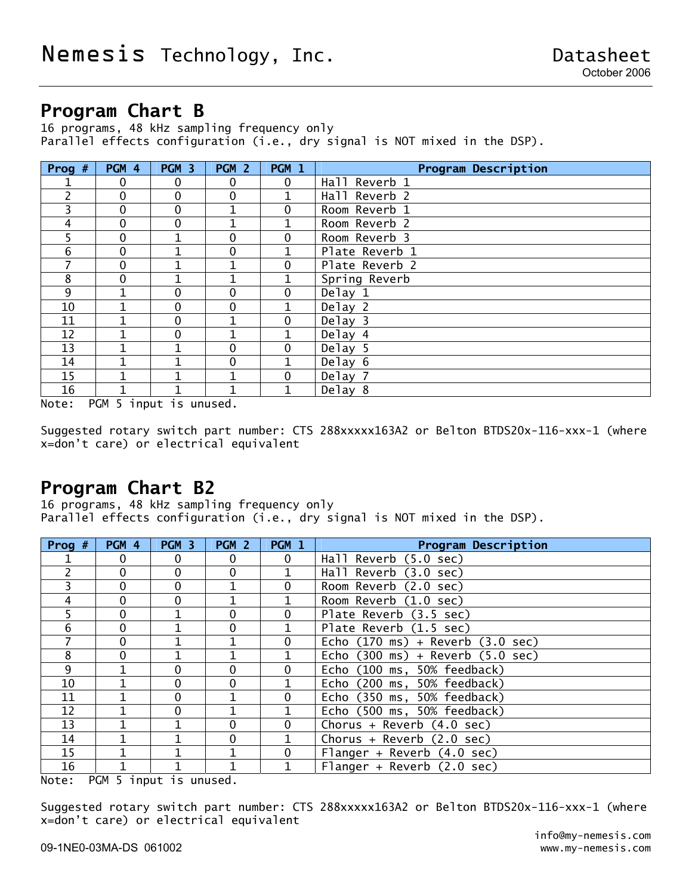## Program Chart B

16 programs, 48 kHz sampling frequency only
Parallel effects configuration (i.e., dry signal is NOT mixed in the DSP).

| Prog # | PGM 4 | PGM 3 | PGM 2 | PGM 1 | Program Description |
|---|---|---|---|---|---|
| 1 | 0 | 0 | 0 | 0 | Hall Reverb 1 |
| 2 | 0 | 0 | 0 | 1 | Hall Reverb 2 |
| 3 | 0 | 0 | 1 | 0 | Room Reverb 1 |
| 4 | 0 | 0 | 1 | 1 | Room Reverb 2 |
| 5 | 0 | 1 | 0 | 0 | Room Reverb 3 |
| 6 | 0 | 1 | 0 | 1 | Plate Reverb 1 |
| 7 | 0 | 1 | 1 | 0 | Plate Reverb 2 |
| 8 | 0 | 1 | 1 | 1 | Spring Reverb |
| 9 | 1 | 0 | 0 | 0 | Delay 1 |
| 10 | 1 | 0 | 0 | 1 | Delay 2 |
| 11 | 1 | 0 | 1 | 0 | Delay 3 |
| 12 | 1 | 0 | 1 | 1 | Delay 4 |
| 13 | 1 | 1 | 0 | 0 | Delay 5 |
| 14 | 1 | 1 | 0 | 1 | Delay 6 |
| 15 | 1 | 1 | 1 | 0 | Delay 7 |
| 16 | 1 | 1 | 1 | 1 | Delay 8 |

Note: PGM 5 input is unused.

Suggested rotary switch part number: CTS 288xxxxx163A2 or Belton BTDS20x-116-xxx-1 (where x=don't care) or electrical equivalent

## Program Chart B2

16 programs, 48 kHz sampling frequency only
Parallel effects configuration (i.e., dry signal is NOT mixed in the DSP).

| Prog # | PGM 4 | PGM 3 | PGM 2 | PGM 1 | Program Description |
|---|---|---|---|---|---|
| 1 | 0 | 0 | 0 | 0 | Hall Reverb (5.0 sec) |
| 2 | 0 | 0 | 0 | 1 | Hall Reverb (3.0 sec) |
| 3 | 0 | 0 | 1 | 0 | Room Reverb (2.0 sec) |
| 4 | 0 | 0 | 1 | 1 | Room Reverb (1.0 sec) |
| 5 | 0 | 1 | 0 | 0 | Plate Reverb (3.5 sec) |
| 6 | 0 | 1 | 0 | 1 | Plate Reverb (1.5 sec) |
| 7 | 0 | 1 | 1 | 0 | Echo (170 ms) + Reverb (3.0 sec) |
| 8 | 0 | 1 | 1 | 1 | Echo (300 ms) + Reverb (5.0 sec) |
| 9 | 1 | 0 | 0 | 0 | Echo (100 ms, 50% feedback) |
| 10 | 1 | 0 | 0 | 1 | Echo (200 ms, 50% feedback) |
| 11 | 1 | 0 | 1 | 0 | Echo (350 ms, 50% feedback) |
| 12 | 1 | 0 | 1 | 1 | Echo (500 ms, 50% feedback) |
| 13 | 1 | 1 | 0 | 0 | Chorus + Reverb (4.0 sec) |
| 14 | 1 | 1 | 0 | 1 | Chorus + Reverb (2.0 sec) |
| 15 | 1 | 1 | 1 | 0 | Flanger + Reverb (4.0 sec) |
| 16 | 1 | 1 | 1 | 1 | Flanger + Reverb (2.0 sec) |

Note: PGM 5 input is unused.

Suggested rotary switch part number: CTS 288xxxxx163A2 or Belton BTDS20x-116-xxx-1 (where x=don't care) or electrical equivalent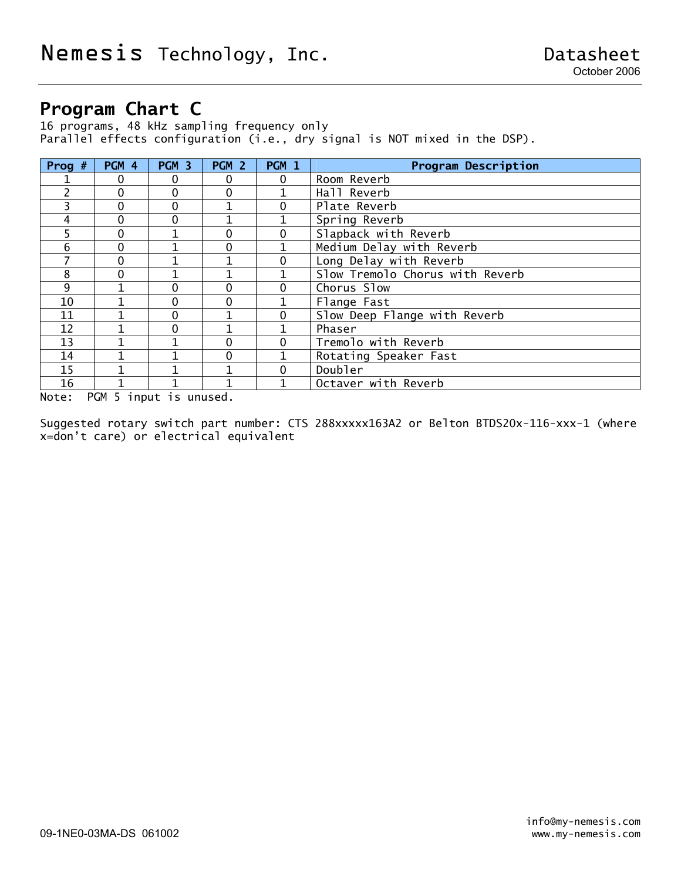## Program Chart C

16 programs, 48 kHz sampling frequency only
Parallel effects configuration (i.e., dry signal is NOT mixed in the DSP).

| Prog # | PGM 4 | PGM 3 | PGM 2 | PGM 1 | Program Description |
|---|---|---|---|---|---|
| 1 | 0 | 0 | 0 | 0 | Room Reverb |
| 2 | 0 | 0 | 0 | 1 | Hall Reverb |
| 3 | 0 | 0 | 1 | 0 | Plate Reverb |
| 4 | 0 | 0 | 1 | 1 | Spring Reverb |
| 5 | 0 | 1 | 0 | 0 | Slapback with Reverb |
| 6 | 0 | 1 | 0 | 1 | Medium Delay with Reverb |
| 7 | 0 | 1 | 1 | 0 | Long Delay with Reverb |
| 8 | 0 | 1 | 1 | 1 | Slow Tremolo Chorus with Reverb |
| 9 | 1 | 0 | 0 | 0 | Chorus Slow |
| 10 | 1 | 0 | 0 | 1 | Flange Fast |
| 11 | 1 | 0 | 1 | 0 | Slow Deep Flange with Reverb |
| 12 | 1 | 0 | 1 | 1 | Phaser |
| 13 | 1 | 1 | 0 | 0 | Tremolo with Reverb |
| 14 | 1 | 1 | 0 | 1 | Rotating Speaker Fast |
| 15 | 1 | 1 | 1 | 0 | Doubler |
| 16 | 1 | 1 | 1 | 1 | Octaver with Reverb |

Note: PGM 5 input is unused.

Suggested rotary switch part number: CTS 288xxxxx163A2 or Belton BTDS20x-116-xxx-1 (where x=don't care) or electrical equivalent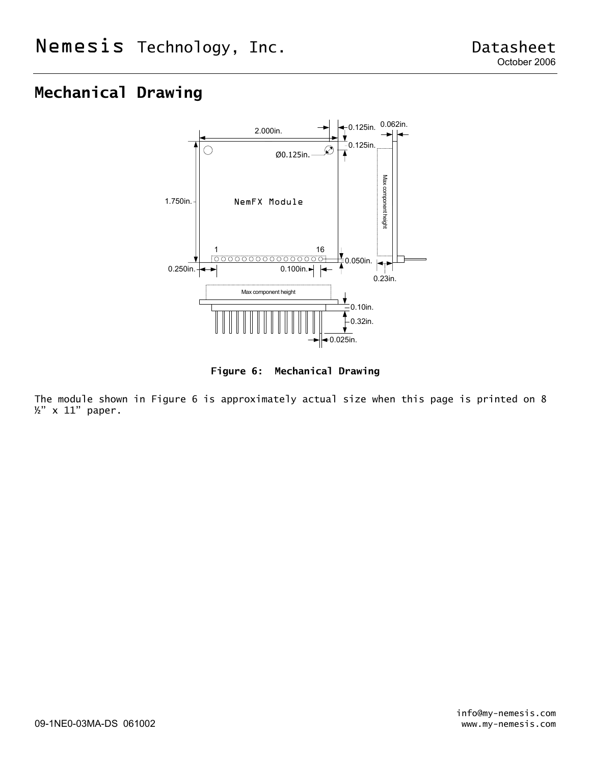## Mechanical Drawing

**Figure 6: Mechanical Drawing**

The module shown in Figure 6 is approximately actual size when this page is printed on 8 ½" x 11" paper.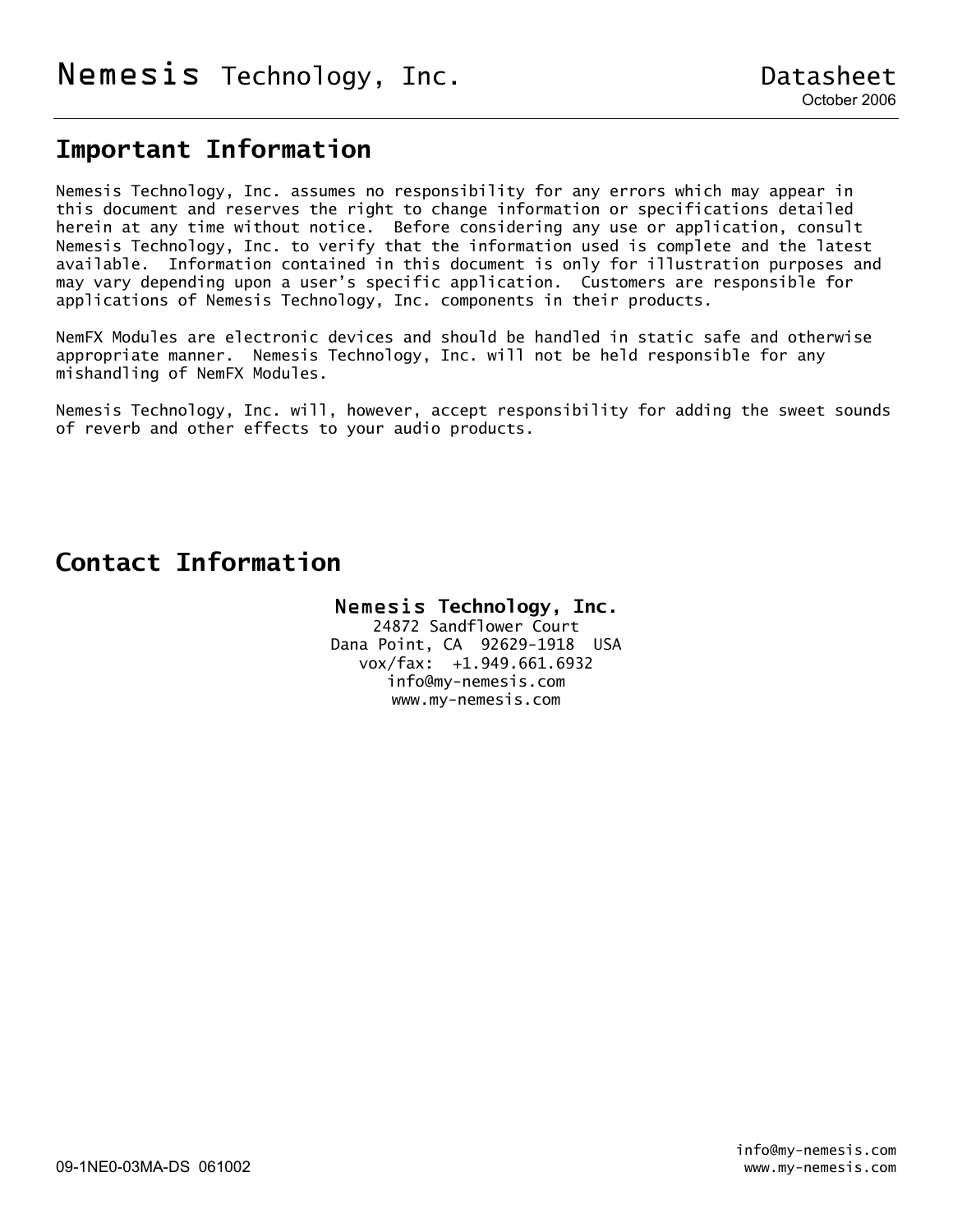## Important Information

Nemesis Technology, Inc. assumes no responsibility for any errors which may appear in this document and reserves the right to change information or specifications detailed herein at any time without notice. Before considering any use or application, consult Nemesis Technology, Inc. to verify that the information used is complete and the latest available. Information contained in this document is only for illustration purposes and may vary depending upon a user's specific application. Customers are responsible for applications of Nemesis Technology, Inc. components in their products.

NemFX Modules are electronic devices and should be handled in static safe and otherwise appropriate manner. Nemesis Technology, Inc. will not be held responsible for any mishandling of NemFX Modules.

Nemesis Technology, Inc. will, however, accept responsibility for adding the sweet sounds of reverb and other effects to your audio products.

## Contact Information

**Nemesis Technology, Inc.**
24872 Sandflower Court
Dana Point, CA 92629-1918 USA
vox/fax: +1.949.661.6932
info@my-nemesis.com
www.my-nemesis.com